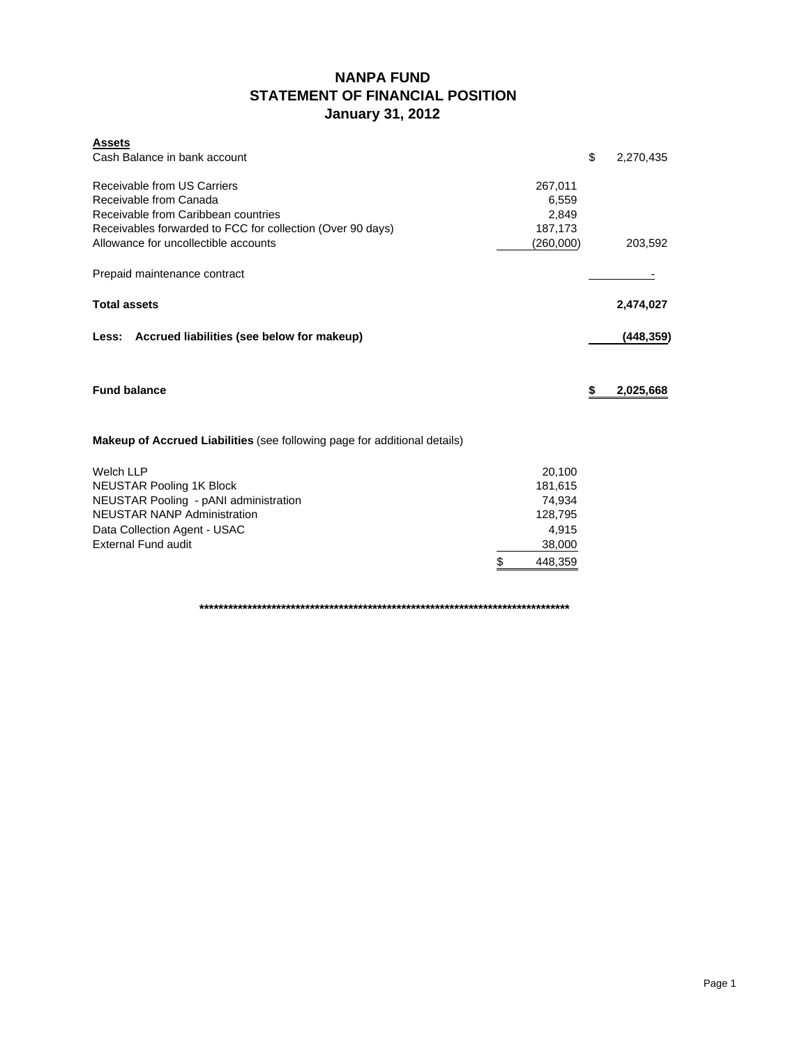# NANPA FUND
## STATEMENT OF FINANCIAL POSITION
### January 31, 2012

| **Assets** | | | |
|---|---|---|---|
| Cash Balance in bank account | | $ | 2,270,435 |
| | | | |
| Receivable from US Carriers | 267,011 | | |
| Receivable from Canada | 6,559 | | |
| Receivable from Caribbean countries | 2,849 | | |
| Receivables forwarded to FCC for collection (Over 90 days) | 187,173 | | |
| Allowance for uncollectible accounts | (260,000) | | 203,592 |
| | | | |
| Prepaid maintenance contract | | | - |
| | | | |
| **Total assets** | | | **2,474,027** |
| | | | |
| **Less: Accrued liabilities (see below for makeup)** | | | **(448,359)** |
| | | | |
| **Fund balance** | | **$** | **2,025,668** |

**Makeup of Accrued Liabilities** (see following page for additional details)

| | |
|---|---|
| Welch LLP | 20,100 |
| NEUSTAR Pooling 1K Block | 181,615 |
| NEUSTAR Pooling - pANI administration | 74,934 |
| NEUSTAR NANP Administration | 128,795 |
| Data Collection Agent - USAC | 4,915 |
| External Fund audit | 38,000 |
| | $ 448,359 |

*********************************************************************************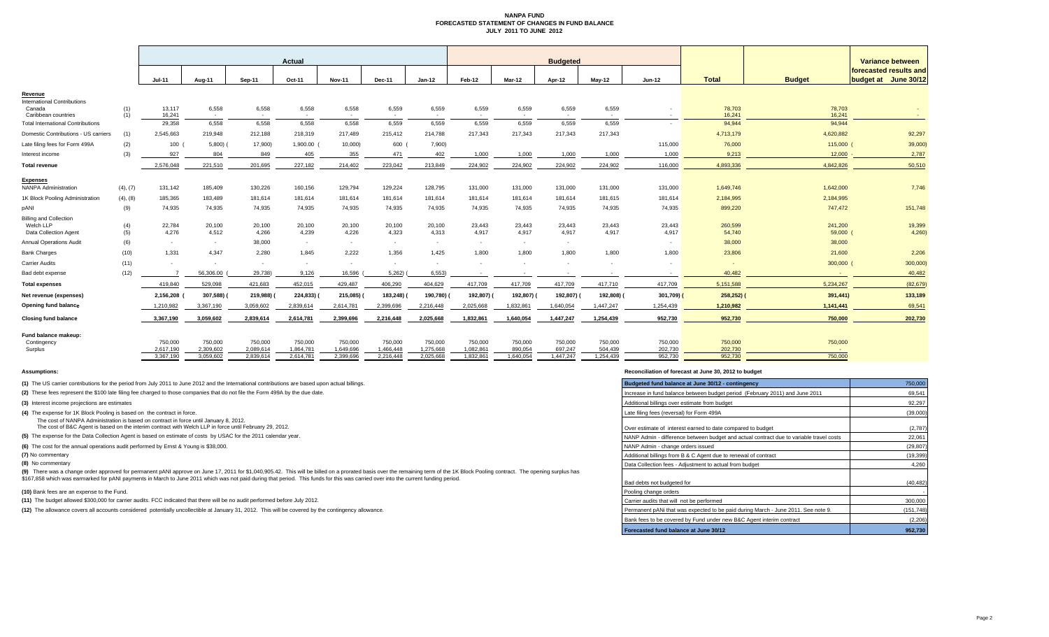# NANPA FUND
## FORECASTED STATEMENT OF CHANGES IN FUND BALANCE
### JULY 2011 TO JUNE 2012

| | | Actual | | | | | | | Budgeted | | | | | | | Variance between forecasted results and budget at June 30/12 |
|---|---|---|---|---|---|---|---|---|---|---|---|---|---|---|---|---|
| | | Jul-11 | Aug-11 | Sep-11 | Oct-11 | Nov-11 | Dec-11 | Jan-12 | Feb-12 | Mar-12 | Apr-12 | May-12 | Jun-12 | Total | Budget | |
| **Revenue** | | | | | | | | | | | | | | | | |
| International Contributions | | | | | | | | | | | | | | | | |
| Canada | (1) | 13,117 | 6,558 | 6,558 | 6,558 | 6,558 | 6,559 | 6,559 | 6,559 | 6,559 | 6,559 | 6,559 | - | 78,703 | 78,703 | - |
| Caribbean countries | (1) | 16,241 | - | - | - | - | - | - | - | - | - | - | - | 16,241 | 16,241 | - |
| Total International Contributions | | 29,358 | 6,558 | 6,558 | 6,558 | 6,558 | 6,559 | 6,559 | 6,559 | 6,559 | 6,559 | 6,559 | - | 94,944 | 94,944 | |
| Domestic Contributions - US carriers | (1) | 2,545,663 | 219,948 | 212,188 | 218,319 | 217,489 | 215,412 | 214,788 | 217,343 | 217,343 | 217,343 | 217,343 | | 4,713,179 | 4,620,882 | 92,297 |
| Late filing fees for Form 499A | (2) | 100 | ( 5,800) | ( 17,900) | 1,900.00 | ( 10,000) | 600 | ( 7,900) | | | | | 115,000 | 76,000 | 115,000 | ( 39,000) |
| Interest income | (3) | 927 | 804 | 849 | 405 | 355 | 471 | 402 | 1,000 | 1,000 | 1,000 | 1,000 | 1,000 | 9,213 | 12,000 | - 2,787 |
| **Total revenue** | | 2,576,048 | 221,510 | 201,695 | 227,182 | 214,402 | 223,042 | 213,849 | 224,902 | 224,902 | 224,902 | 224,902 | 116,000 | 4,893,336 | 4,842,826 | 50,510 |
| **Expenses** | | | | | | | | | | | | | | | | |
| NANPA Administration | (4), (7) | 131,142 | 185,409 | 130,226 | 160,156 | 129,794 | 129,224 | 128,795 | 131,000 | 131,000 | 131,000 | 131,000 | 131,000 | 1,649,746 | 1,642,000 | 7,746 |
| 1K Block Pooling Administration | (4), (8) | 185,365 | 183,489 | 181,614 | 181,614 | 181,614 | 181,614 | 181,614 | 181,614 | 181,614 | 181,614 | 181,615 | 181,614 | 2,184,995 | 2,184,995 | |
| pANI | (9) | 74,935 | 74,935 | 74,935 | 74,935 | 74,935 | 74,935 | 74,935 | 74,935 | 74,935 | 74,935 | 74,935 | 74,935 | 899,220 | 747,472 | 151,748 |
| Billing and Collection | | | | | | | | | | | | | | | | |
| Welch LLP | (4) | 22,784 | 20,100 | 20,100 | 20,100 | 20,100 | 20,100 | 20,100 | 23,443 | 23,443 | 23,443 | 23,443 | 23,443 | 260,599 | 241,200 | 19,399 |
| Data Collection Agent | (5) | 4,276 | 4,512 | 4,266 | 4,239 | 4,226 | 4,323 | 4,313 | 4,917 | 4,917 | 4,917 | 4,917 | 4,917 | 54,740 | 59,000 | ( 4,260) |
| Annual Operations Audit | (6) | - | - | 38,000 | - | - | - | - | - | - | - | - | - | 38,000 | 38,000 | |
| Bank Charges | (10) | 1,331 | 4,347 | 2,280 | 1,845 | 2,222 | 1,356 | 1,425 | 1,800 | 1,800 | 1,800 | 1,800 | 1,800 | 23,806 | 21,600 | 2,206 |
| Carrier Audits | (11) | - | - | - | - | - | - | - | - | - | - | - | - | - | 300,000 | ( 300,000) |
| Bad debt expense | (12) | 7 | 56,306.00 | ( 29,738) | 9,126 | 16,596 | ( 5,262) | ( 6,553) | - | - | - | - | - | 40,482 | - | 40,482 |
| **Total expenses** | | 419,840 | 529,098 | 421,683 | 452,015 | 429,487 | 406,290 | 404,629 | 417,709 | 417,709 | 417,709 | 417,710 | 417,709 | 5,151,588 | 5,234,267 | (82,679) |
| **Net revenue (expenses)** | | 2,156,208 | ( 307,588) | ( 219,988) | ( 224,833) | ( 215,085) | ( 183,248) | ( 190,780) | ( 192,807) | ( 192,807) | ( 192,807) | ( 192,808) | ( 301,709) | ( 258,252) | ( 391,441) | 133,189 |
| **Opening fund balance** | | 1,210,982 | 3,367,190 | 3,059,602 | 2,839,614 | 2,614,781 | 2,399,696 | 2,216,448 | 2,025,668 | 1,832,861 | 1,640,054 | 1,447,247 | 1,254,439 | 1,210,982 | 1,141,441 | 69,541 |
| **Closing fund balance** | | 3,367,190 | 3,059,602 | 2,839,614 | 2,614,781 | 2,399,696 | 2,216,448 | 2,025,668 | 1,832,861 | 1,640,054 | 1,447,247 | 1,254,439 | 952,730 | 952,730 | 750,000 | 202,730 |
| **Fund balance makeup:** | | | | | | | | | | | | | | | | |
| Contingency | | 750,000 | 750,000 | 750,000 | 750,000 | 750,000 | 750,000 | 750,000 | 750,000 | 750,000 | 750,000 | 750,000 | 750,000 | 750,000 | 750,000 | |
| Surplus | | 2,617,190 | 2,309,602 | 2,089,614 | 1,864,781 | 1,649,696 | 1,466,448 | 1,275,668 | 1,082,861 | 890,054 | 697,247 | 504,439 | 202,730 | 202,730 | - | |
| | | 3,367,190 | 3,059,602 | 2,839,614 | 2,614,781 | 2,399,696 | 2,216,448 | 2,025,668 | 1,832,861 | 1,640,054 | 1,447,247 | 1,254,439 | 952,730 | 952,730 | 750,000 | |

**Assumptions:**

**(1)** The US carrier contributions for the period from July 2011 to June 2012 and the International contributions are based upon actual billings.

**(2)** These fees represent the $100 late filing fee charged to those companies that do not file the Form 499A by the due date.

**(3)** Interest income projections are estimates

**(4)** The expense for 1K Block Pooling is based on the contract in force.
The cost of NANPA Administration is based on contract in force until January 8, 2012.
The cost of B&C Agent is based on the interim contract with Welch LLP in force until February 29, 2012.

**(5)** The expense for the Data Collection Agent is based on estimate of costs by USAC for the 2011 calendar year.

**(6)** The cost for the annual operations audit performed by Ernst & Young is $38,000.

**(7)** No commentary

**(8)** No commentary

**(9)** There was a change order approved for permanent pANI approve on June 17, 2011 for $1,040,905.42. This will be billed on a prorated basis over the remaining term of the 1K Block Pooling contract. The opening surplus has $167,858 which was earmarked for pANI payments in March to June 2011 which was not paid during that period. This funds for this was carried over into the current funding period.

**(10)** Bank fees are an expense to the Fund.

**(11)** The budget allowed $300,000 for carrier audits. FCC indicated that there will be no audit performed before July 2012.

**(12)** The allowance covers all accounts considered potentially uncollectible at January 31, 2012. This will be covered by the contingency allowance.

**Reconciliation of forecast at June 30, 2012 to budget**

| Budgeted fund balance at June 30/12 - contingency | 750,000 |
|---|---|
| Increase in fund balance between budget period (February 2011) and June 2011 | 69,541 |
| Additional billings over estimate from budget | 92,297 |
| Late filing fees (reversal) for Form 499A | (39,000) |
| Over estimate of interest earned to date compared to budget | (2,787) |
| NANP Admin - difference between budget and actual contract due to variable travel costs | 22,061 |
| NANP Admin - change orders issued | (29,807) |
| Additional billings from B & C Agent due to renewal of contract | (19,399) |
| Data Collection fees - Adjustment to actual from budget | 4,260 |
| Bad debts not budgeted for | (40,482) |
| Pooling change orders | - |
| Carrier audits that will not be performed | 300,000 |
| Permanent pANi that was expected to be paid during March - June 2011. See note 9. | (151,748) |
| Bank fees to be covered by Fund under new B&C Agent interim contract | (2,206) |
| **Forecasted fund balance at June 30/12** | **952,730** |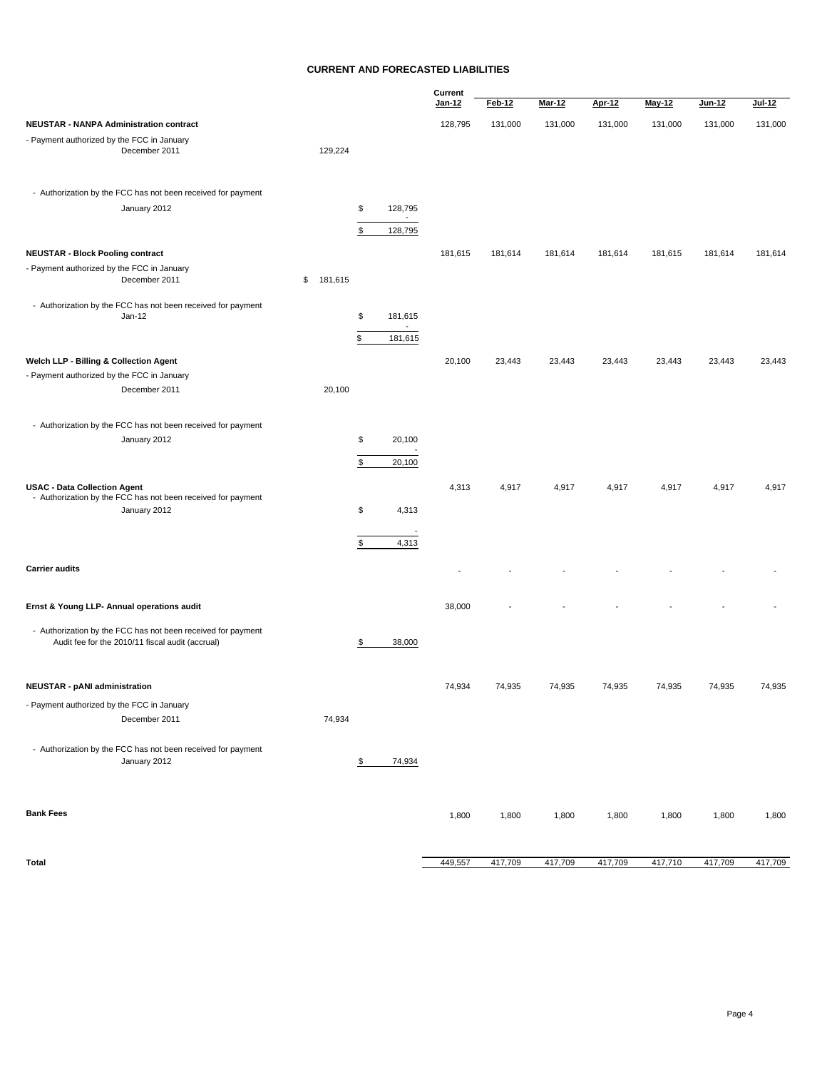# CURRENT AND FORECASTED LIABILITIES

| | | | Current Jan-12 | Feb-12 | Mar-12 | Apr-12 | May-12 | Jun-12 | Jul-12 |
|---|---|---|---|---|---|---|---|---|---|
| **NEUSTAR - NANPA Administration contract** | | | 128,795 | 131,000 | 131,000 | 131,000 | 131,000 | 131,000 | 131,000 |
| - Payment authorized by the FCC in January | | | | | | | | | |
| December 2011 | 129,224 | | | | | | | | |
| - Authorization by the FCC has not been received for payment | | | | | | | | | |
| January 2012 | | $ 128,795 | | | | | | | |
| | | - | | | | | | | |
| | | $ 128,795 | | | | | | | |
| **NEUSTAR - Block Pooling contract** | | | 181,615 | 181,614 | 181,614 | 181,614 | 181,615 | 181,614 | 181,614 |
| - Payment authorized by the FCC in January | | | | | | | | | |
| December 2011 | $ 181,615 | | | | | | | | |
| - Authorization by the FCC has not been received for payment | | | | | | | | | |
| Jan-12 | | $ 181,615 | | | | | | | |
| | | - | | | | | | | |
| | | $ 181,615 | | | | | | | |
| **Welch LLP - Billing & Collection Agent** | | | 20,100 | 23,443 | 23,443 | 23,443 | 23,443 | 23,443 | 23,443 |
| - Payment authorized by the FCC in January | | | | | | | | | |
| December 2011 | 20,100 | | | | | | | | |
| - Authorization by the FCC has not been received for payment | | | | | | | | | |
| January 2012 | | $ 20,100 | | | | | | | |
| | | - | | | | | | | |
| | | $ 20,100 | | | | | | | |
| **USAC - Data Collection Agent** | | | 4,313 | 4,917 | 4,917 | 4,917 | 4,917 | 4,917 | 4,917 |
| - Authorization by the FCC has not been received for payment | | | | | | | | | |
| January 2012 | | $ 4,313 | | | | | | | |
| | | - | | | | | | | |
| | | $ 4,313 | | | | | | | |
| **Carrier audits** | | | - | - | - | - | - | - | - |
| **Ernst & Young LLP- Annual operations audit** | | | 38,000 | - | - | - | - | - | - |
| - Authorization by the FCC has not been received for payment Audit fee for the 2010/11 fiscal audit (accrual) | | $ 38,000 | | | | | | | |
| **NEUSTAR - pANI administration** | | | 74,934 | 74,935 | 74,935 | 74,935 | 74,935 | 74,935 | 74,935 |
| - Payment authorized by the FCC in January | | | | | | | | | |
| December 2011 | 74,934 | | | | | | | | |
| - Authorization by the FCC has not been received for payment | | | | | | | | | |
| January 2012 | | $ 74,934 | | | | | | | |
| **Bank Fees** | | | 1,800 | 1,800 | 1,800 | 1,800 | 1,800 | 1,800 | 1,800 |
| **Total** | | | 449,557 | 417,709 | 417,709 | 417,709 | 417,710 | 417,709 | 417,709 |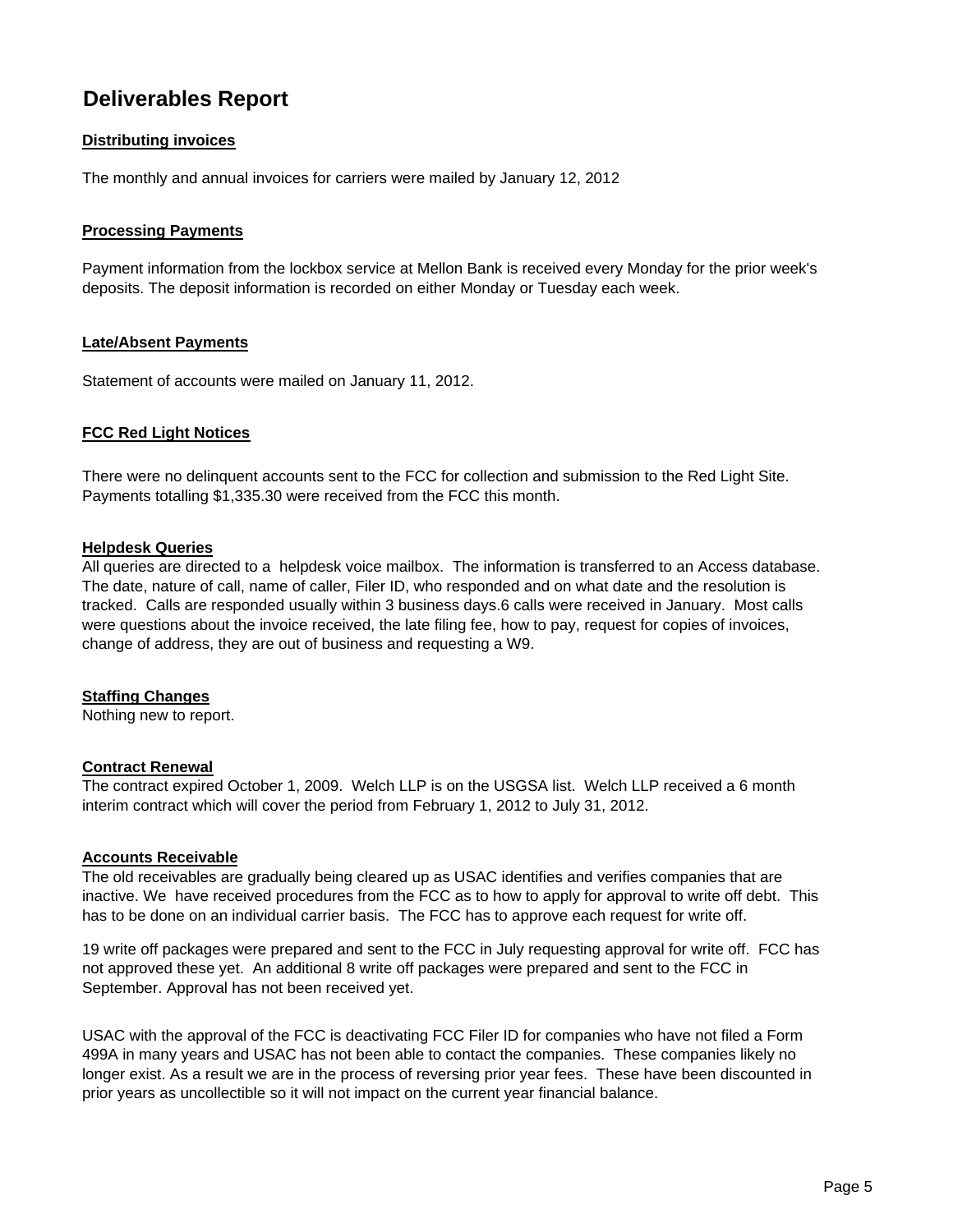# Deliverables Report

**Distributing invoices**

The monthly and annual invoices for carriers were mailed by January 12, 2012

**Processing Payments**

Payment information from the lockbox service at Mellon Bank is received every Monday for the prior week's deposits. The deposit information is recorded on either Monday or Tuesday each week.

**Late/Absent Payments**

Statement of accounts were mailed on January 11, 2012.

**FCC Red Light Notices**

There were no delinquent accounts sent to the FCC for collection and submission to the Red Light Site. Payments totalling $1,335.30 were received from the FCC this month.

**Helpdesk Queries**

All queries are directed to a helpdesk voice mailbox. The information is transferred to an Access database. The date, nature of call, name of caller, Filer ID, who responded and on what date and the resolution is tracked. Calls are responded usually within 3 business days.6 calls were received in January. Most calls were questions about the invoice received, the late filing fee, how to pay, request for copies of invoices, change of address, they are out of business and requesting a W9.

**Staffing Changes**

Nothing new to report.

**Contract Renewal**

The contract expired October 1, 2009. Welch LLP is on the USGSA list. Welch LLP received a 6 month interim contract which will cover the period from February 1, 2012 to July 31, 2012.

**Accounts Receivable**

The old receivables are gradually being cleared up as USAC identifies and verifies companies that are inactive. We have received procedures from the FCC as to how to apply for approval to write off debt. This has to be done on an individual carrier basis. The FCC has to approve each request for write off.

19 write off packages were prepared and sent to the FCC in July requesting approval for write off. FCC has not approved these yet. An additional 8 write off packages were prepared and sent to the FCC in September. Approval has not been received yet.

USAC with the approval of the FCC is deactivating FCC Filer ID for companies who have not filed a Form 499A in many years and USAC has not been able to contact the companies. These companies likely no longer exist. As a result we are in the process of reversing prior year fees. These have been discounted in prior years as uncollectible so it will not impact on the current year financial balance.